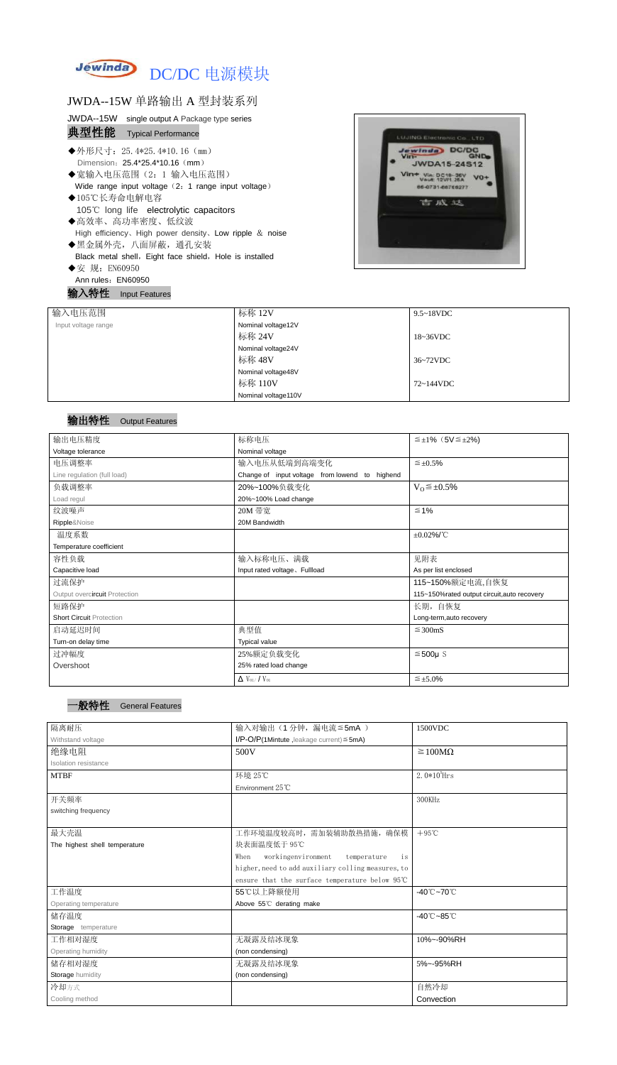# DC/DC 电源模块

## JWDA--15W 单路输出 A 型封装系列

JWDA--15W single output A Package type series

### 典型性能 Typical Performance

- ◆外形尺寸：25.4*25.4*10.16（mm）
  Dimension：25.4*25.4*10.16（mm）
- ◆宽输入电压范围（2：1 输入电压范围）
  Wide range input voltage（2：1 range input voltage）
- ◆105℃长寿命电解电容
  105℃ long life electrolytic capacitors
- ◆高效率、高功率密度、低纹波
  High efficiency、High power density、Low ripple & noise
- ◆黑金属外壳，八面屏蔽，通孔安装
  Black metal shell，Eight face shield，Hole is installed
- ◆安 规：EN60950
  Ann rules：EN60950

### 输入特性 Input Features

| 输入电压范围 Input voltage range | 标称 12V Nominal voltage12V | 9.5~18VDC |
|---|---|---|
| | 标称 24V Nominal voltage24V | 18~36VDC |
| | 标称 48V Nominal voltage48V | 36~72VDC |
| | 标称 110V Nominal voltage110V | 72~144VDC |

### 输出特性 Output Features

| 输出电压精度 Voltage tolerance | 标称电压 Nominal voltage | ≦±1%（5V≦±2%) |
|---|---|---|
| 电压调整率 Line regulation (full load) | 输入电压从低端到高端变化 Change of input voltage from lowend to highend | ≦±0.5% |
| 负载调整率 Load regul | 20%~100%负载变化 20%~100% Load change | $V_O$≦±0.5% |
| 纹波噪声 Ripple&Noise | 20M 带宽 20M Bandwidth | ≦1% |
| 温度系数 Temperature coefficient | | ±0.02%/℃ |
| 容性负载 Capacitive load | 输入标称电压、满载 Input rated voltage、Fullload | 见附表 As per list enclosed |
| 过流保护 Output overcircuit Protection | | 115~150%额定电流,自恢复 115~150%rated output circuit,auto recovery |
| 短路保护 Short Circuit Protection | | 长期，自恢复 Long-term,auto recovery |
| 启动延迟时间 Turn-on delay time | 典型值 Typical value | ≦300mS |
| 过冲幅度 Overshoot | 25%额定负载变化 25% rated load change | ≦500μ S |
| | $\Delta V_{01}/V_{01}$ | ≦±5.0% |

### 一般特性 General Features

| 隔离耐压 Withstand voltage | 输入对输出（1 分钟，漏电流≦5mA ） I/P-O/P(1Mintute ,leakage current)≦5mA) | 1500VDC |
|---|---|---|
| 绝缘电阻 Isolation resistance | 500V | ≧100MΩ |
| MTBF | 环境 25℃ Environment 25℃ | $2.0*10^5$Hrs |
| 开关频率 switching frequency | | 300KHz |
| 最大壳温 The highest shell temperature | 工作环境温度较高时，需加装辅助散热措施，确保模块表面温度低于 95℃ When workingenvironment temperature is higher, need to add auxiliary colling measures, to ensure that the surface temperature below 95℃ | +95℃ |
| 工作温度 Operating temperature | 55℃以上降额使用 Above 55℃ derating make | -40℃~70℃ |
| 储存温度 Storage temperature | | -40℃~85℃ |
| 工作相对湿度 Operating humidity | 无凝露及结冰现象 (non condensing) | 10%~-90%RH |
| 储存相对湿度 Storage humidity | 无凝露及结冰现象 (non condensing) | 5%~-95%RH |
| 冷却方式 Cooling method | | 自然冷却 Convection |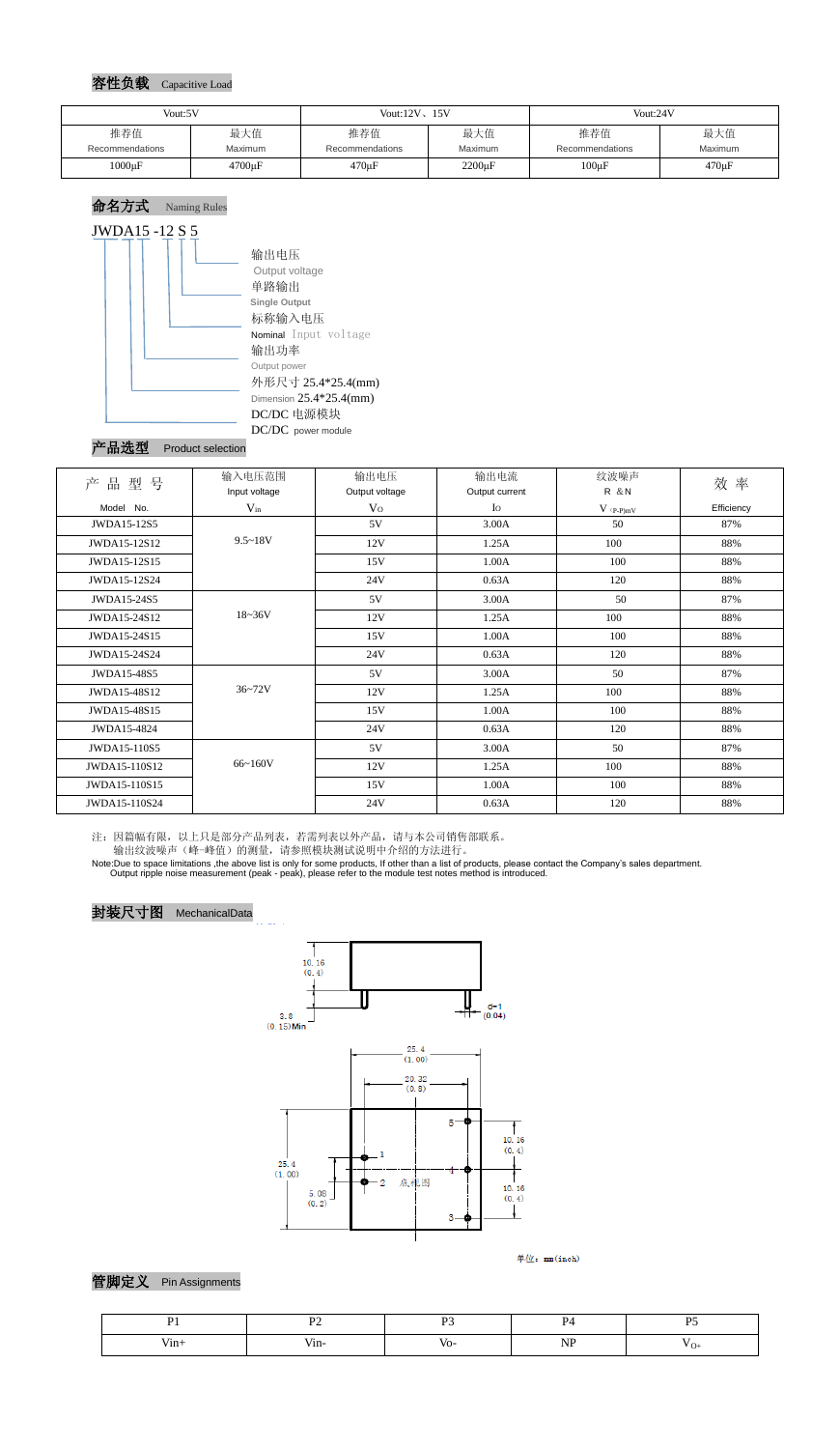## 容性负载 Capacitive Load

| Vout:5V | | Vout:12V、15V | | Vout:24V | |
|---|---|---|---|---|---|
| 推荐值 Recommendations | 最大值 Maximum | 推荐值 Recommendations | 最大值 Maximum | 推荐值 Recommendations | 最大值 Maximum |
| 1000μF | 4700μF | 470μF | 2200μF | 100μF | 470μF |

## 命名方式 Naming Rules

JWDA15 -12 S 5

- 输出电压 Output voltage
- 单路输出 Single Output
- 标称输入电压 Nominal Input voltage
- 输出功率 Output power
- 外形尺寸 25.4*25.4(mm) Dimension 25.4*25.4(mm)
- DC/DC 电源模块 DC/DC power module

## 产品选型 Product selection

| 产 品 型 号 Model No. | 输入电压范围 Input voltage $V_{in}$ | 输出电压 Output voltage $V_O$ | 输出电流 Output current $I_O$ | 纹波噪声 R &N V (P-P)mV | 效 率 Efficiency |
|---|---|---|---|---|---|
| JWDA15-12S5 | 9.5~18V | 5V | 3.00A | 50 | 87% |
| JWDA15-12S12 | | 12V | 1.25A | 100 | 88% |
| JWDA15-12S15 | | 15V | 1.00A | 100 | 88% |
| JWDA15-12S24 | | 24V | 0.63A | 120 | 88% |
| JWDA15-24S5 | 18~36V | 5V | 3.00A | 50 | 87% |
| JWDA15-24S12 | | 12V | 1.25A | 100 | 88% |
| JWDA15-24S15 | | 15V | 1.00A | 100 | 88% |
| JWDA15-24S24 | | 24V | 0.63A | 120 | 88% |
| JWDA15-48S5 | 36~72V | 5V | 3.00A | 50 | 87% |
| JWDA15-48S12 | | 12V | 1.25A | 100 | 88% |
| JWDA15-48S15 | | 15V | 1.00A | 100 | 88% |
| JWDA15-4824 | | 24V | 0.63A | 120 | 88% |
| JWDA15-110S5 | 66~160V | 5V | 3.00A | 50 | 87% |
| JWDA15-110S12 | | 12V | 1.25A | 100 | 88% |
| JWDA15-110S15 | | 15V | 1.00A | 100 | 88% |
| JWDA15-110S24 | | 24V | 0.63A | 120 | 88% |

注：因篇幅有限，以上只是部分产品列表，若需列表以外产品，请与本公司销售部联系。
输出纹波噪声（峰-峰值）的测量，请参照模块测试说明中介绍的方法进行。

Note:Due to space limitations ,the above list is only for some products, If other than a list of products, please contact the Company's sales department.
Output ripple noise measurement (peak - peak), please refer to the module test notes method is introduced.

## 封装尺寸图 MechanicalData

10.16 (0.4)
3.8 (0.15)Min
d=1 (0.04)
25.4 (1.00)
20.32 (0.8)
10.16 (0.4)
10.16 (0.4)
25.4 (1.00)
5.08 (0.2)
底视图

单位：mm(inch)

## 管脚定义 Pin Assignments

| P1 | P2 | P3 | P4 | P5 |
|---|---|---|---|---|
| Vin+ | Vin- | Vo- | NP | $V_{O+}$ |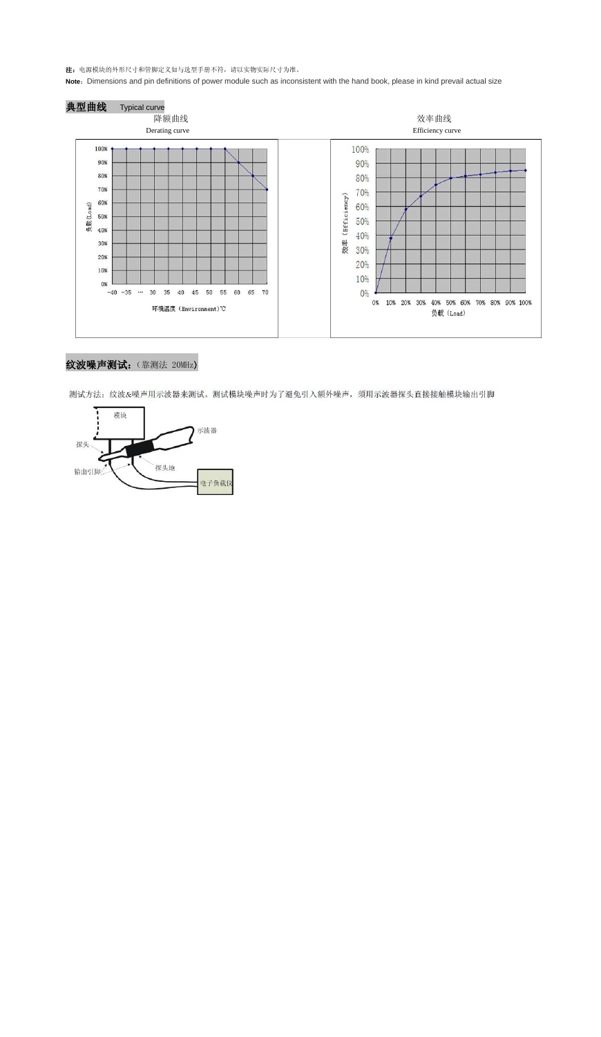**注**：电源模块的外形尺寸和管脚定义如与选型手册不符，请以实物实际尺寸为准。

**Note**：Dimensions and pin definitions of power module such as inconsistent with the hand book, please in kind prevail actual size

## 典型曲线 Typical curve

降额曲线

Derating curve

100%
90%
80%
70%
60%
50%
40%
30%
20%
10%
0%

负载(Load)

-40 -35 ··· 30 35 40 45 50 55 60 65 70

环境温度（Environment)℃

效率曲线

Efficiency curve

100%
90%
80%
70%
60%
50%
40%
30%
20%
10%
0%

效率（Efficiency）

0% 10% 20% 30% 40% 50% 60% 70% 80% 90% 100%

负载（Load）

## 纹波噪声测试：（靠测法 20MHz)

测试方法：纹波&噪声用示波器来测试。测试模块噪声时为了避免引入额外噪声，须用示波器探头直接接触模块输出引脚

模块

示波器

探头

探头地

输出引脚

电子负载仪